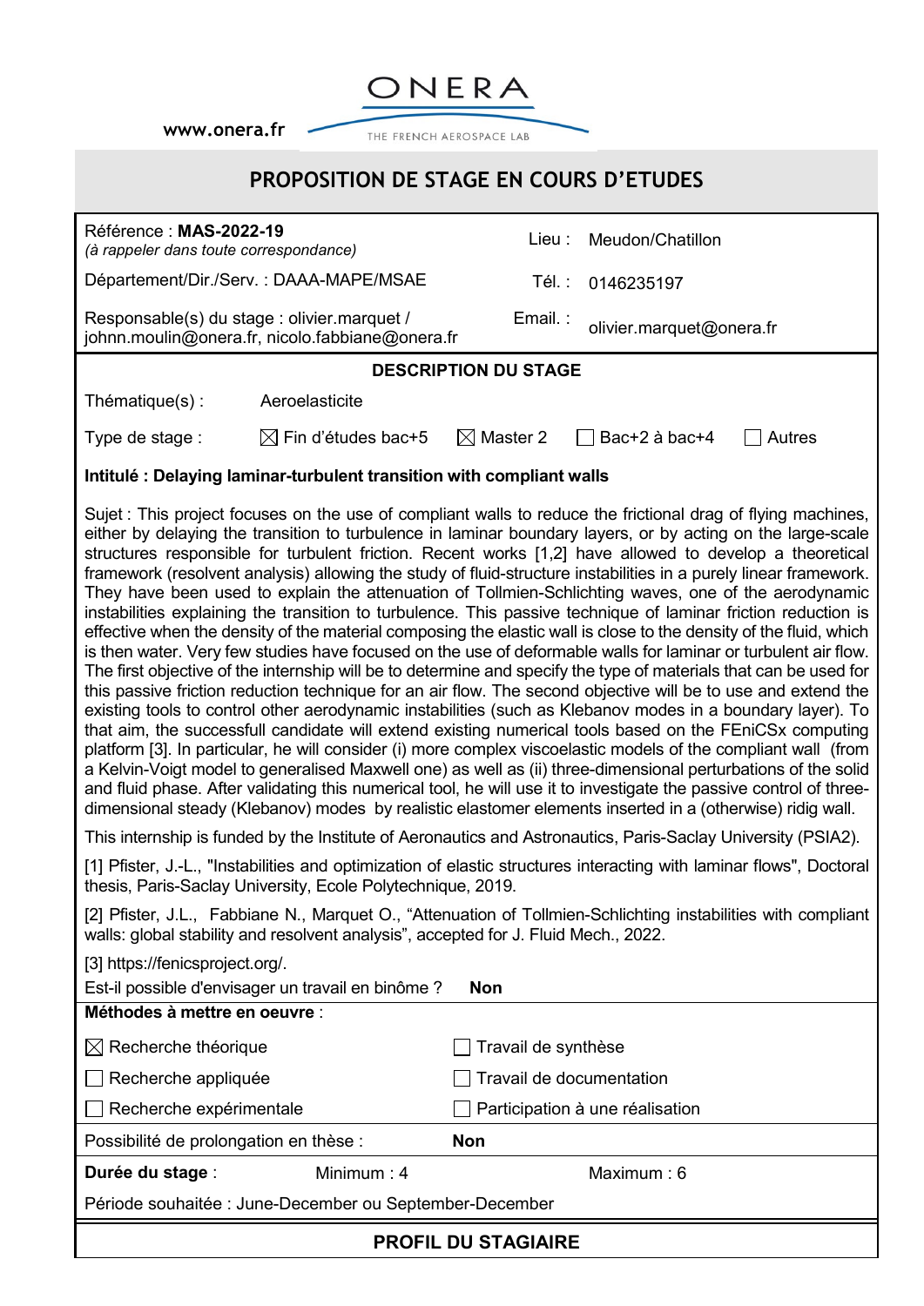ONERA

www.onera.fr — THE FRENCH AEROSPACE LAB

# PROPOSITION DE STAGE EN COURS D'ETUDES

| | |
|---|---|
| Référence : **MAS-2022-19** *(à rappeler dans toute correspondance)* | Lieu : Meudon/Chatillon |
| Département/Dir./Serv. : DAAA-MAPE/MSAE | Tél. : 0146235197 |
| Responsable(s) du stage : olivier.marquet / johnn.moulin@onera.fr, nicolo.fabbiane@onera.fr | Email. : olivier.marquet@onera.fr |

## DESCRIPTION DU STAGE

Thématique(s) : Aeroelasticite

Type de stage : ☒ Fin d'études bac+5 ☒ Master 2 ☐ Bac+2 à bac+4 ☐ Autres

**Intitulé : Delaying laminar-turbulent transition with compliant walls**

Sujet : This project focuses on the use of compliant walls to reduce the frictional drag of flying machines, either by delaying the transition to turbulence in laminar boundary layers, or by acting on the large-scale structures responsible for turbulent friction. Recent works [1,2] have allowed to develop a theoretical framework (resolvent analysis) allowing the study of fluid-structure instabilities in a purely linear framework. They have been used to explain the attenuation of Tollmien-Schlichting waves, one of the aerodynamic instabilities explaining the transition to turbulence. This passive technique of laminar friction reduction is effective when the density of the material composing the elastic wall is close to the density of the fluid, which is then water. Very few studies have focused on the use of deformable walls for laminar or turbulent air flow. The first objective of the internship will be to determine and specify the type of materials that can be used for this passive friction reduction technique for an air flow. The second objective will be to use and extend the existing tools to control other aerodynamic instabilities (such as Klebanov modes in a boundary layer). To that aim, the successfull candidate will extend existing numerical tools based on the FEniCSx computing platform [3]. In particular, he will consider (i) more complex viscoelastic models of the compliant wall (from a Kelvin-Voigt model to generalised Maxwell one) as well as (ii) three-dimensional perturbations of the solid and fluid phase. After validating this numerical tool, he will use it to investigate the passive control of three-dimensional steady (Klebanov) modes by realistic elastomer elements inserted in a (otherwise) ridig wall.

This internship is funded by the Institute of Aeronautics and Astronautics, Paris-Saclay University (PSIA2).

[1] Pfister, J.-L., "Instabilities and optimization of elastic structures interacting with laminar flows", Doctoral thesis, Paris-Saclay University, Ecole Polytechnique, 2019.

[2] Pfister, J.L., Fabbiane N., Marquet O., "Attenuation of Tollmien-Schlichting instabilities with compliant walls: global stability and resolvent analysis", accepted for J. Fluid Mech., 2022.

[3] https://fenicsproject.org/.

Est-il possible d'envisager un travail en binôme ? **Non**

**Méthodes à mettre en oeuvre** :

| | |
|---|---|
| ☒ Recherche théorique | ☐ Travail de synthèse |
| ☐ Recherche appliquée | ☐ Travail de documentation |
| ☐ Recherche expérimentale | ☐ Participation à une réalisation |

Possibilité de prolongation en thèse : **Non**

**Durée du stage** : Minimum : 4 Maximum : 6

Période souhaitée : June-December ou September-December

## PROFIL DU STAGIAIRE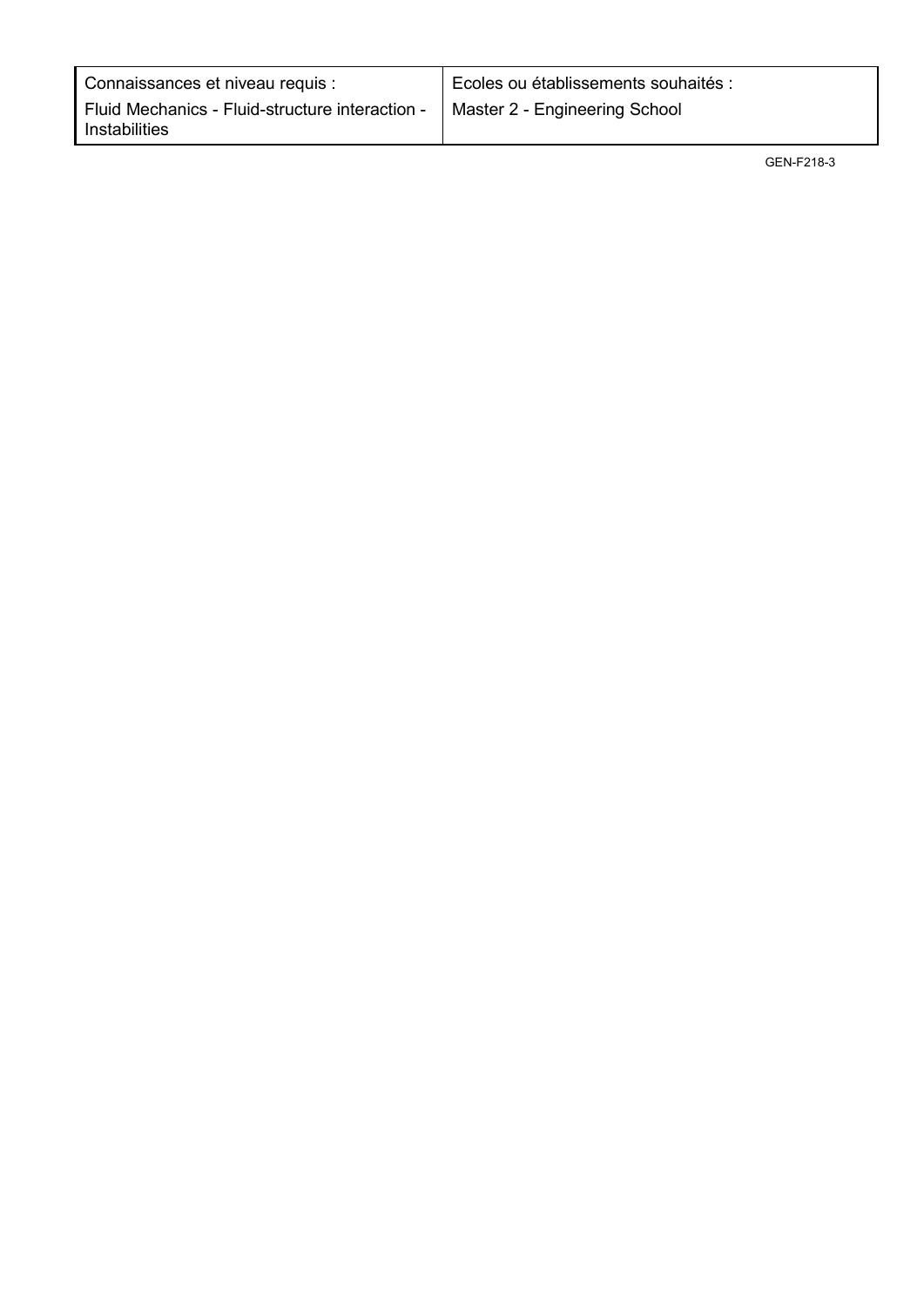| Connaissances et niveau requis : | Ecoles ou établissements souhaités : |
| --- | --- |
| Fluid Mechanics - Fluid-structure interaction - Instabilities | Master 2 - Engineering School |

GEN-F218-3